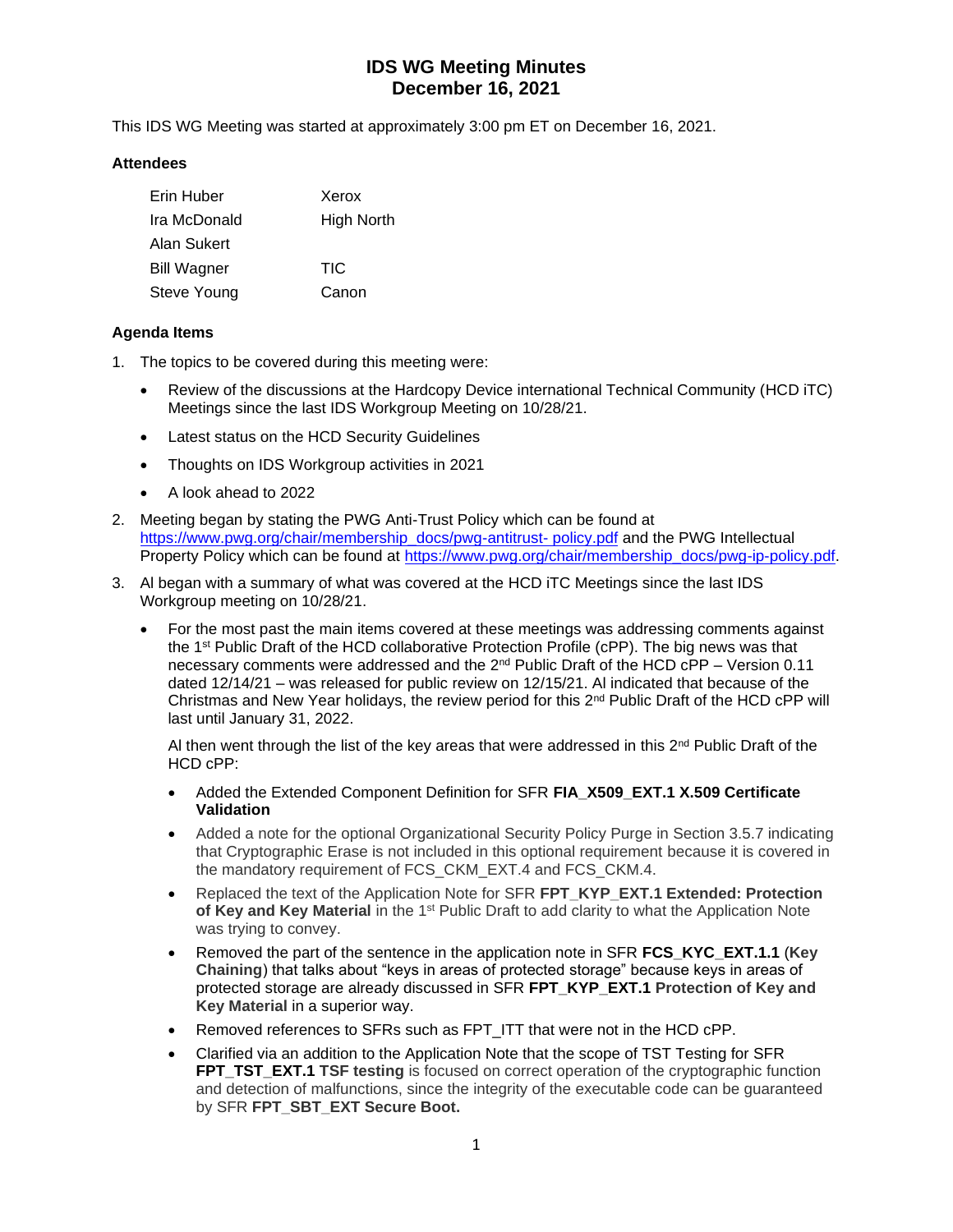# IDS WG Meeting Minutes
# December 16, 2021

This IDS WG Meeting was started at approximately 3:00 pm ET on December 16, 2021.

### Attendees

| | |
|---|---|
| Erin Huber | Xerox |
| Ira McDonald | High North |
| Alan Sukert | |
| Bill Wagner | TIC |
| Steve Young | Canon |

### Agenda Items

1. The topics to be covered during this meeting were:
   - Review of the discussions at the Hardcopy Device international Technical Community (HCD iTC) Meetings since the last IDS Workgroup Meeting on 10/28/21.
   - Latest status on the HCD Security Guidelines
   - Thoughts on IDS Workgroup activities in 2021
   - A look ahead to 2022
2. Meeting began by stating the PWG Anti-Trust Policy which can be found at https://www.pwg.org/chair/membership_docs/pwg-antitrust- policy.pdf and the PWG Intellectual Property Policy which can be found at https://www.pwg.org/chair/membership_docs/pwg-ip-policy.pdf.
3. Al began with a summary of what was covered at the HCD iTC Meetings since the last IDS Workgroup meeting on 10/28/21.
   - For the most past the main items covered at these meetings was addressing comments against the 1st Public Draft of the HCD collaborative Protection Profile (cPP). The big news was that necessary comments were addressed and the 2nd Public Draft of the HCD cPP – Version 0.11 dated 12/14/21 – was released for public review on 12/15/21. Al indicated that because of the Christmas and New Year holidays, the review period for this 2nd Public Draft of the HCD cPP will last until January 31, 2022.

     Al then went through the list of the key areas that were addressed in this 2nd Public Draft of the HCD cPP:

     - Added the Extended Component Definition for SFR **FIA_X509_EXT.1 X.509 Certificate Validation**
     - Added a note for the optional Organizational Security Policy Purge in Section 3.5.7 indicating that Cryptographic Erase is not included in this optional requirement because it is covered in the mandatory requirement of FCS_CKM_EXT.4 and FCS_CKM.4.
     - Replaced the text of the Application Note for SFR **FPT_KYP_EXT.1 Extended: Protection of Key and Key Material** in the 1st Public Draft to add clarity to what the Application Note was trying to convey.
     - Removed the part of the sentence in the application note in SFR **FCS_KYC_EXT.1.1** (**Key Chaining**) that talks about "keys in areas of protected storage" because keys in areas of protected storage are already discussed in SFR **FPT_KYP_EXT.1 Protection of Key and Key Material** in a superior way.
     - Removed references to SFRs such as FPT_ITT that were not in the HCD cPP.
     - Clarified via an addition to the Application Note that the scope of TST Testing for SFR **FPT_TST_EXT.1 TSF testing** is focused on correct operation of the cryptographic function and detection of malfunctions, since the integrity of the executable code can be guaranteed by SFR **FPT_SBT_EXT Secure Boot.**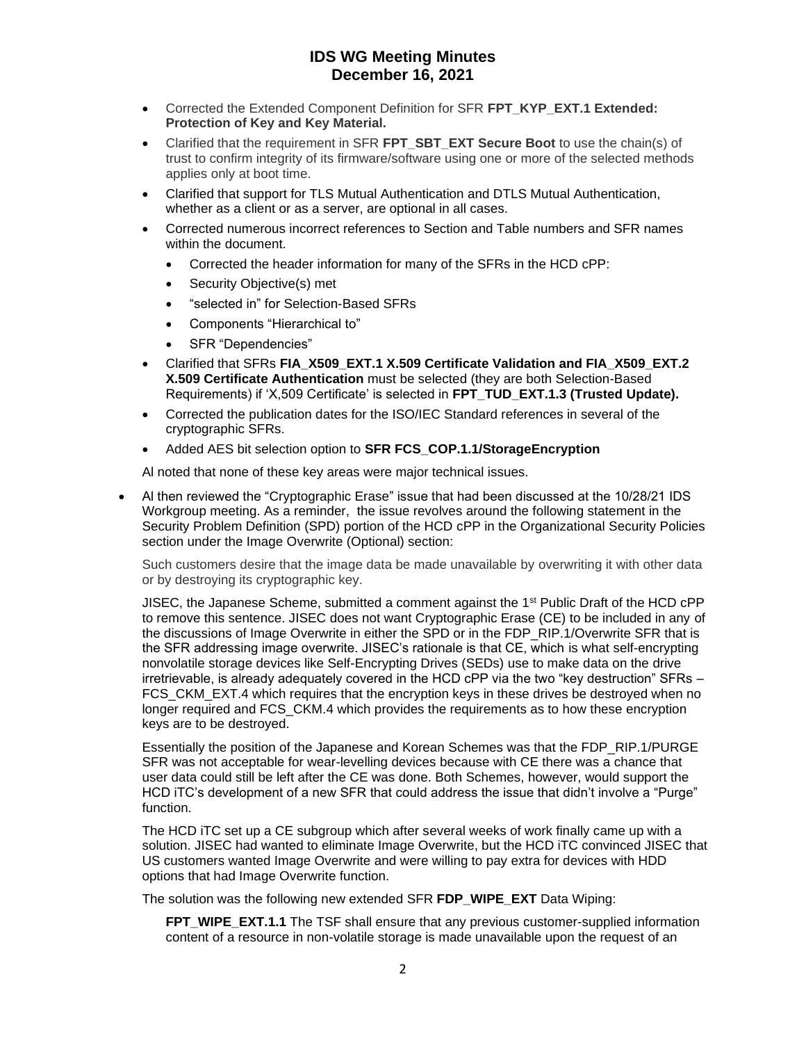- Corrected the Extended Component Definition for SFR **FPT_KYP_EXT.1 Extended: Protection of Key and Key Material.**
- Clarified that the requirement in SFR **FPT_SBT_EXT Secure Boot** to use the chain(s) of trust to confirm integrity of its firmware/software using one or more of the selected methods applies only at boot time.
- Clarified that support for TLS Mutual Authentication and DTLS Mutual Authentication, whether as a client or as a server, are optional in all cases.
- Corrected numerous incorrect references to Section and Table numbers and SFR names within the document.
  - Corrected the header information for many of the SFRs in the HCD cPP:
  - Security Objective(s) met
  - "selected in" for Selection-Based SFRs
  - Components "Hierarchical to"
  - SFR "Dependencies"
- Clarified that SFRs **FIA_X509_EXT.1 X.509 Certificate Validation and FIA_X509_EXT.2 X.509 Certificate Authentication** must be selected (they are both Selection-Based Requirements) if 'X,509 Certificate' is selected in **FPT_TUD_EXT.1.3 (Trusted Update).**
- Corrected the publication dates for the ISO/IEC Standard references in several of the cryptographic SFRs.
- Added AES bit selection option to **SFR FCS_COP.1.1/StorageEncryption**

Al noted that none of these key areas were major technical issues.

- Al then reviewed the "Cryptographic Erase" issue that had been discussed at the 10/28/21 IDS Workgroup meeting. As a reminder, the issue revolves around the following statement in the Security Problem Definition (SPD) portion of the HCD cPP in the Organizational Security Policies section under the Image Overwrite (Optional) section:

  Such customers desire that the image data be made unavailable by overwriting it with other data or by destroying its cryptographic key.

  JISEC, the Japanese Scheme, submitted a comment against the 1st Public Draft of the HCD cPP to remove this sentence. JISEC does not want Cryptographic Erase (CE) to be included in any of the discussions of Image Overwrite in either the SPD or in the FDP_RIP.1/Overwrite SFR that is the SFR addressing image overwrite. JISEC's rationale is that CE, which is what self-encrypting nonvolatile storage devices like Self-Encrypting Drives (SEDs) use to make data on the drive irretrievable, is already adequately covered in the HCD cPP via the two "key destruction" SFRs – FCS_CKM_EXT.4 which requires that the encryption keys in these drives be destroyed when no longer required and FCS_CKM.4 which provides the requirements as to how these encryption keys are to be destroyed.

  Essentially the position of the Japanese and Korean Schemes was that the FDP_RIP.1/PURGE SFR was not acceptable for wear-levelling devices because with CE there was a chance that user data could still be left after the CE was done. Both Schemes, however, would support the HCD iTC's development of a new SFR that could address the issue that didn't involve a "Purge" function.

  The HCD iTC set up a CE subgroup which after several weeks of work finally came up with a solution. JISEC had wanted to eliminate Image Overwrite, but the HCD iTC convinced JISEC that US customers wanted Image Overwrite and were willing to pay extra for devices with HDD options that had Image Overwrite function.

  The solution was the following new extended SFR **FDP_WIPE_EXT** Data Wiping:

  **FPT_WIPE_EXT.1.1** The TSF shall ensure that any previous customer-supplied information content of a resource in non-volatile storage is made unavailable upon the request of an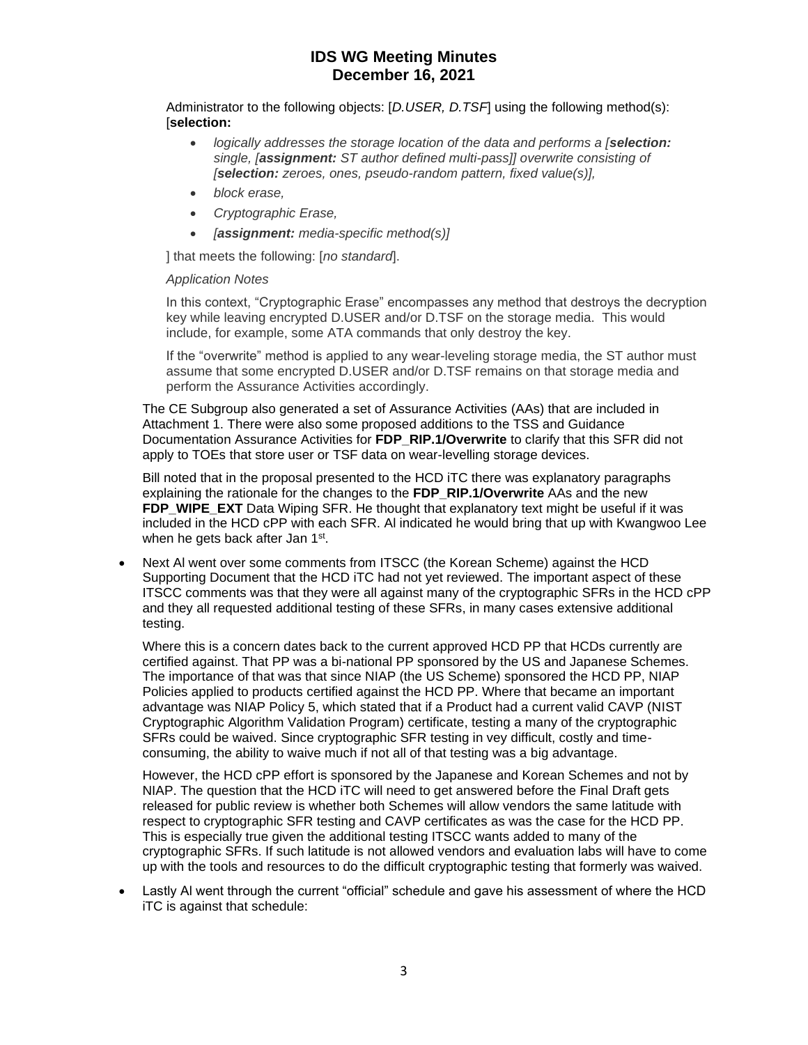Administrator to the following objects: [*D.USER, D.TSF*] using the following method(s): [**selection:**

- *logically addresses the storage location of the data and performs a [**selection:** single, [**assignment:** ST author defined multi-pass]] overwrite consisting of [**selection:** zeroes, ones, pseudo-random pattern, fixed value(s)],*
- *block erase,*
- *Cryptographic Erase,*
- *[**assignment:** media-specific method(s)]*

] that meets the following: [*no standard*].

*Application Notes*

In this context, "Cryptographic Erase" encompasses any method that destroys the decryption key while leaving encrypted D.USER and/or D.TSF on the storage media. This would include, for example, some ATA commands that only destroy the key.

If the "overwrite" method is applied to any wear-leveling storage media, the ST author must assume that some encrypted D.USER and/or D.TSF remains on that storage media and perform the Assurance Activities accordingly.

The CE Subgroup also generated a set of Assurance Activities (AAs) that are included in Attachment 1. There were also some proposed additions to the TSS and Guidance Documentation Assurance Activities for **FDP_RIP.1/Overwrite** to clarify that this SFR did not apply to TOEs that store user or TSF data on wear-levelling storage devices.

Bill noted that in the proposal presented to the HCD iTC there was explanatory paragraphs explaining the rationale for the changes to the **FDP_RIP.1/Overwrite** AAs and the new **FDP_WIPE_EXT** Data Wiping SFR. He thought that explanatory text might be useful if it was included in the HCD cPP with each SFR. Al indicated he would bring that up with Kwangwoo Lee when he gets back after Jan 1st.

- Next Al went over some comments from ITSCC (the Korean Scheme) against the HCD Supporting Document that the HCD iTC had not yet reviewed. The important aspect of these ITSCC comments was that they were all against many of the cryptographic SFRs in the HCD cPP and they all requested additional testing of these SFRs, in many cases extensive additional testing.

  Where this is a concern dates back to the current approved HCD PP that HCDs currently are certified against. That PP was a bi-national PP sponsored by the US and Japanese Schemes. The importance of that was that since NIAP (the US Scheme) sponsored the HCD PP, NIAP Policies applied to products certified against the HCD PP. Where that became an important advantage was NIAP Policy 5, which stated that if a Product had a current valid CAVP (NIST Cryptographic Algorithm Validation Program) certificate, testing a many of the cryptographic SFRs could be waived. Since cryptographic SFR testing in vey difficult, costly and time-consuming, the ability to waive much if not all of that testing was a big advantage.

  However, the HCD cPP effort is sponsored by the Japanese and Korean Schemes and not by NIAP. The question that the HCD iTC will need to get answered before the Final Draft gets released for public review is whether both Schemes will allow vendors the same latitude with respect to cryptographic SFR testing and CAVP certificates as was the case for the HCD PP. This is especially true given the additional testing ITSCC wants added to many of the cryptographic SFRs. If such latitude is not allowed vendors and evaluation labs will have to come up with the tools and resources to do the difficult cryptographic testing that formerly was waived.

- Lastly Al went through the current "official" schedule and gave his assessment of where the HCD iTC is against that schedule: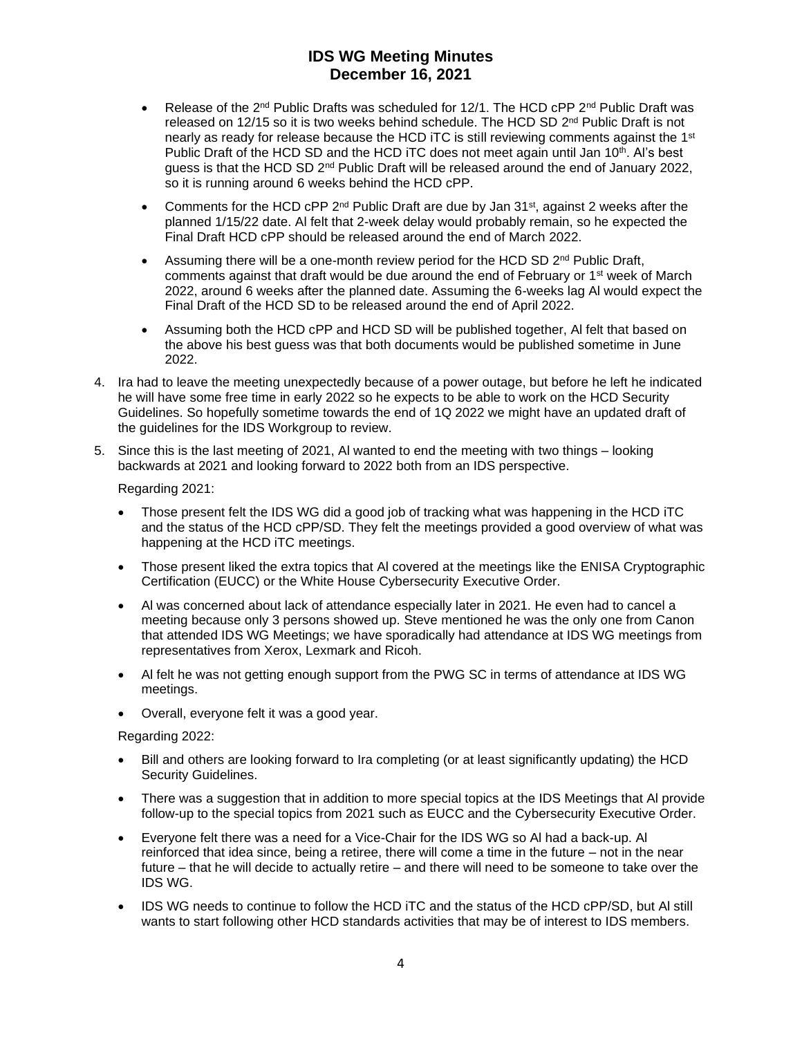- Release of the 2nd Public Drafts was scheduled for 12/1. The HCD cPP 2nd Public Draft was released on 12/15 so it is two weeks behind schedule. The HCD SD 2nd Public Draft is not nearly as ready for release because the HCD iTC is still reviewing comments against the 1st Public Draft of the HCD SD and the HCD iTC does not meet again until Jan 10th. Al's best guess is that the HCD SD 2nd Public Draft will be released around the end of January 2022, so it is running around 6 weeks behind the HCD cPP.
- Comments for the HCD cPP 2nd Public Draft are due by Jan 31st, against 2 weeks after the planned 1/15/22 date. Al felt that 2-week delay would probably remain, so he expected the Final Draft HCD cPP should be released around the end of March 2022.
- Assuming there will be a one-month review period for the HCD SD 2nd Public Draft, comments against that draft would be due around the end of February or 1st week of March 2022, around 6 weeks after the planned date. Assuming the 6-weeks lag Al would expect the Final Draft of the HCD SD to be released around the end of April 2022.
- Assuming both the HCD cPP and HCD SD will be published together, Al felt that based on the above his best guess was that both documents would be published sometime in June 2022.

4. Ira had to leave the meeting unexpectedly because of a power outage, but before he left he indicated he will have some free time in early 2022 so he expects to be able to work on the HCD Security Guidelines. So hopefully sometime towards the end of 1Q 2022 we might have an updated draft of the guidelines for the IDS Workgroup to review.

5. Since this is the last meeting of 2021, Al wanted to end the meeting with two things – looking backwards at 2021 and looking forward to 2022 both from an IDS perspective.

   Regarding 2021:

   - Those present felt the IDS WG did a good job of tracking what was happening in the HCD iTC and the status of the HCD cPP/SD. They felt the meetings provided a good overview of what was happening at the HCD iTC meetings.
   - Those present liked the extra topics that Al covered at the meetings like the ENISA Cryptographic Certification (EUCC) or the White House Cybersecurity Executive Order.
   - Al was concerned about lack of attendance especially later in 2021. He even had to cancel a meeting because only 3 persons showed up. Steve mentioned he was the only one from Canon that attended IDS WG Meetings; we have sporadically had attendance at IDS WG meetings from representatives from Xerox, Lexmark and Ricoh.
   - Al felt he was not getting enough support from the PWG SC in terms of attendance at IDS WG meetings.
   - Overall, everyone felt it was a good year.

   Regarding 2022:

   - Bill and others are looking forward to Ira completing (or at least significantly updating) the HCD Security Guidelines.
   - There was a suggestion that in addition to more special topics at the IDS Meetings that Al provide follow-up to the special topics from 2021 such as EUCC and the Cybersecurity Executive Order.
   - Everyone felt there was a need for a Vice-Chair for the IDS WG so Al had a back-up. Al reinforced that idea since, being a retiree, there will come a time in the future – not in the near future – that he will decide to actually retire – and there will need to be someone to take over the IDS WG.
   - IDS WG needs to continue to follow the HCD iTC and the status of the HCD cPP/SD, but Al still wants to start following other HCD standards activities that may be of interest to IDS members.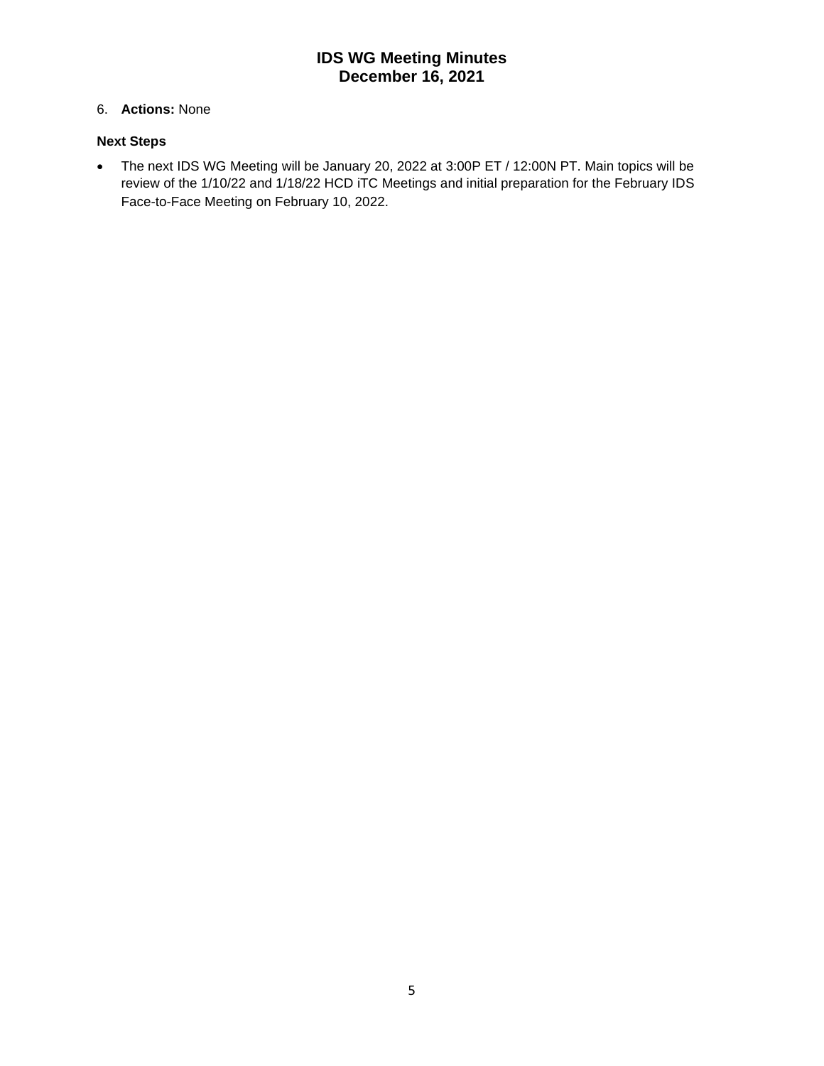6. **Actions:** None

**Next Steps**

- The next IDS WG Meeting will be January 20, 2022 at 3:00P ET / 12:00N PT. Main topics will be review of the 1/10/22 and 1/18/22 HCD iTC Meetings and initial preparation for the February IDS Face-to-Face Meeting on February 10, 2022.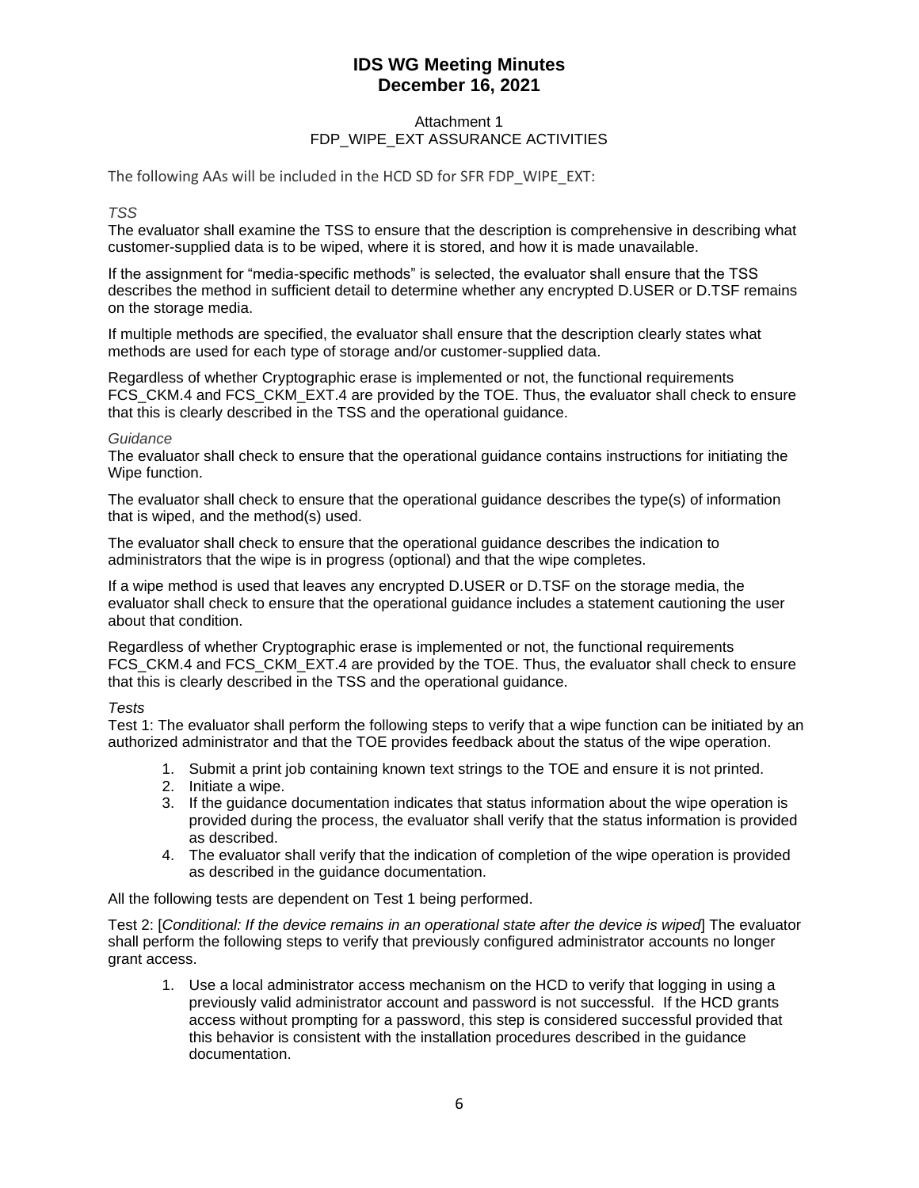# Attachment 1
## FDP_WIPE_EXT ASSURANCE ACTIVITIES

The following AAs will be included in the HCD SD for SFR FDP_WIPE_EXT:

*TSS*

The evaluator shall examine the TSS to ensure that the description is comprehensive in describing what customer-supplied data is to be wiped, where it is stored, and how it is made unavailable.

If the assignment for "media-specific methods" is selected, the evaluator shall ensure that the TSS describes the method in sufficient detail to determine whether any encrypted D.USER or D.TSF remains on the storage media.

If multiple methods are specified, the evaluator shall ensure that the description clearly states what methods are used for each type of storage and/or customer-supplied data.

Regardless of whether Cryptographic erase is implemented or not, the functional requirements FCS_CKM.4 and FCS_CKM_EXT.4 are provided by the TOE. Thus, the evaluator shall check to ensure that this is clearly described in the TSS and the operational guidance.

*Guidance*

The evaluator shall check to ensure that the operational guidance contains instructions for initiating the Wipe function.

The evaluator shall check to ensure that the operational guidance describes the type(s) of information that is wiped, and the method(s) used.

The evaluator shall check to ensure that the operational guidance describes the indication to administrators that the wipe is in progress (optional) and that the wipe completes.

If a wipe method is used that leaves any encrypted D.USER or D.TSF on the storage media, the evaluator shall check to ensure that the operational guidance includes a statement cautioning the user about that condition.

Regardless of whether Cryptographic erase is implemented or not, the functional requirements FCS_CKM.4 and FCS_CKM_EXT.4 are provided by the TOE. Thus, the evaluator shall check to ensure that this is clearly described in the TSS and the operational guidance.

*Tests*

Test 1: The evaluator shall perform the following steps to verify that a wipe function can be initiated by an authorized administrator and that the TOE provides feedback about the status of the wipe operation.

1. Submit a print job containing known text strings to the TOE and ensure it is not printed.
2. Initiate a wipe.
3. If the guidance documentation indicates that status information about the wipe operation is provided during the process, the evaluator shall verify that the status information is provided as described.
4. The evaluator shall verify that the indication of completion of the wipe operation is provided as described in the guidance documentation.

All the following tests are dependent on Test 1 being performed.

Test 2: [*Conditional: If the device remains in an operational state after the device is wiped*] The evaluator shall perform the following steps to verify that previously configured administrator accounts no longer grant access.

1. Use a local administrator access mechanism on the HCD to verify that logging in using a previously valid administrator account and password is not successful. If the HCD grants access without prompting for a password, this step is considered successful provided that this behavior is consistent with the installation procedures described in the guidance documentation.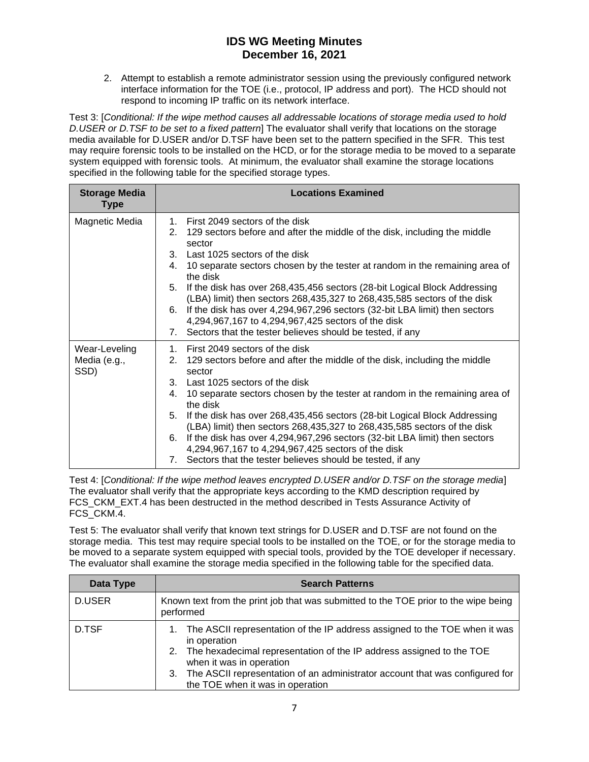2. Attempt to establish a remote administrator session using the previously configured network interface information for the TOE (i.e., protocol, IP address and port). The HCD should not respond to incoming IP traffic on its network interface.

Test 3: [*Conditional: If the wipe method causes all addressable locations of storage media used to hold D.USER or D.TSF to be set to a fixed pattern*] The evaluator shall verify that locations on the storage media available for D.USER and/or D.TSF have been set to the pattern specified in the SFR. This test may require forensic tools to be installed on the HCD, or for the storage media to be moved to a separate system equipped with forensic tools. At minimum, the evaluator shall examine the storage locations specified in the following table for the specified storage types.

| Storage Media Type | Locations Examined |
|---|---|
| Magnetic Media | 1. First 2049 sectors of the disk<br>2. 129 sectors before and after the middle of the disk, including the middle sector<br>3. Last 1025 sectors of the disk<br>4. 10 separate sectors chosen by the tester at random in the remaining area of the disk<br>5. If the disk has over 268,435,456 sectors (28-bit Logical Block Addressing (LBA) limit) then sectors 268,435,327 to 268,435,585 sectors of the disk<br>6. If the disk has over 4,294,967,296 sectors (32-bit LBA limit) then sectors 4,294,967,167 to 4,294,967,425 sectors of the disk<br>7. Sectors that the tester believes should be tested, if any |
| Wear-Leveling Media (e.g., SSD) | 1. First 2049 sectors of the disk<br>2. 129 sectors before and after the middle of the disk, including the middle sector<br>3. Last 1025 sectors of the disk<br>4. 10 separate sectors chosen by the tester at random in the remaining area of the disk<br>5. If the disk has over 268,435,456 sectors (28-bit Logical Block Addressing (LBA) limit) then sectors 268,435,327 to 268,435,585 sectors of the disk<br>6. If the disk has over 4,294,967,296 sectors (32-bit LBA limit) then sectors 4,294,967,167 to 4,294,967,425 sectors of the disk<br>7. Sectors that the tester believes should be tested, if any |

Test 4: [*Conditional: If the wipe method leaves encrypted D.USER and/or D.TSF on the storage media*] The evaluator shall verify that the appropriate keys according to the KMD description required by FCS_CKM_EXT.4 has been destructed in the method described in Tests Assurance Activity of FCS_CKM.4.

Test 5: The evaluator shall verify that known text strings for D.USER and D.TSF are not found on the storage media. This test may require special tools to be installed on the TOE, or for the storage media to be moved to a separate system equipped with special tools, provided by the TOE developer if necessary. The evaluator shall examine the storage media specified in the following table for the specified data.

| Data Type | Search Patterns |
|---|---|
| D.USER | Known text from the print job that was submitted to the TOE prior to the wipe being performed |
| D.TSF | 1. The ASCII representation of the IP address assigned to the TOE when it was in operation<br>2. The hexadecimal representation of the IP address assigned to the TOE when it was in operation<br>3. The ASCII representation of an administrator account that was configured for the TOE when it was in operation |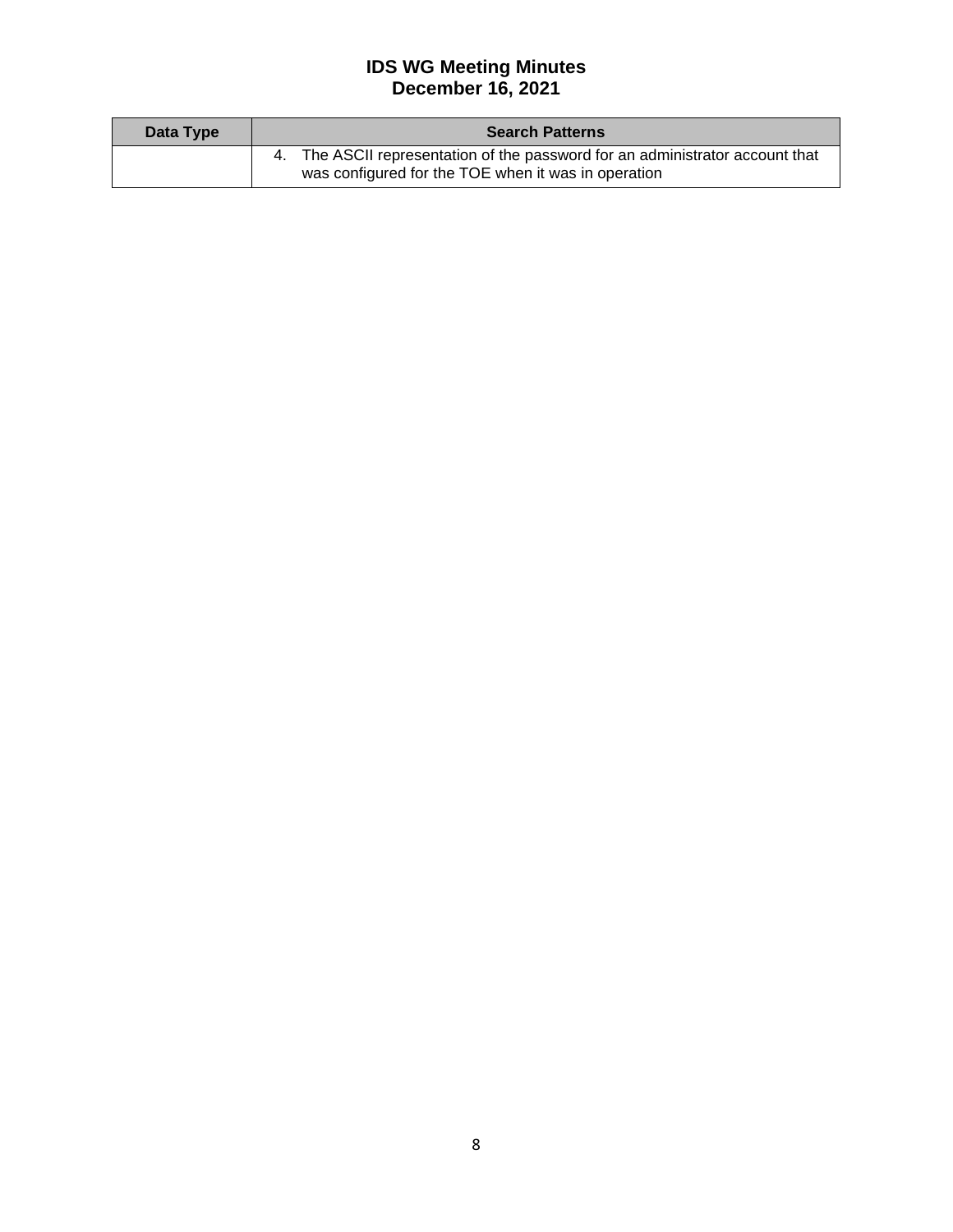| Data Type | Search Patterns |
| --- | --- |
| | 4. The ASCII representation of the password for an administrator account that was configured for the TOE when it was in operation |